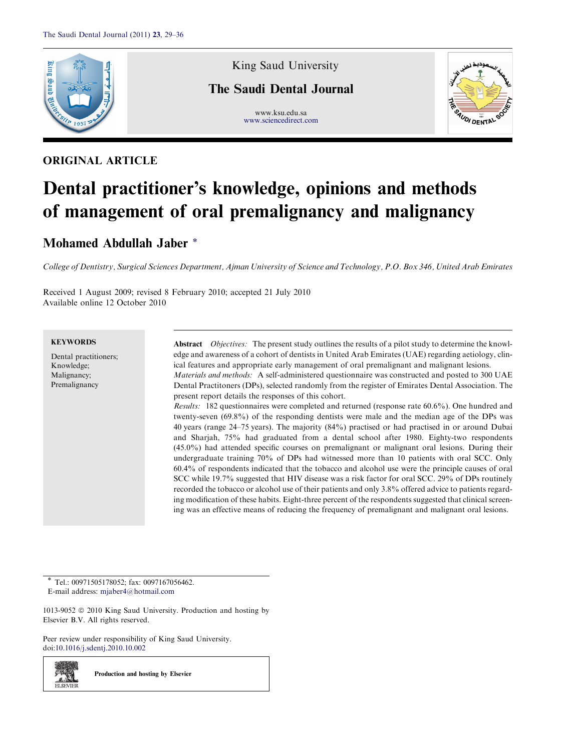King Saud University

## The Saudi Dental Journal

www.ksu.edu.sa
www.sciencedirect.com

ORIGINAL ARTICLE

# Dental practitioner's knowledge, opinions and methods of management of oral premalignancy and malignancy

## Mohamed Abdullah Jaber *

*College of Dentistry, Surgical Sciences Department, Ajman University of Science and Technology, P.O. Box 346, United Arab Emirates*

Received 1 August 2009; revised 8 February 2010; accepted 21 July 2010
Available online 12 October 2010

**KEYWORDS**

Dental practitioners;
Knowledge;
Malignancy;
Premalignancy

**Abstract** *Objectives:* The present study outlines the results of a pilot study to determine the knowledge and awareness of a cohort of dentists in United Arab Emirates (UAE) regarding aetiology, clinical features and appropriate early management of oral premalignant and malignant lesions.
*Materials and methods:* A self-administered questionnaire was constructed and posted to 300 UAE Dental Practitoners (DPs), selected randomly from the register of Emirates Dental Association. The present report details the responses of this cohort.
*Results:* 182 questionnaires were completed and returned (response rate 60.6%). One hundred and twenty-seven (69.8%) of the responding dentists were male and the median age of the DPs was 40 years (range 24–75 years). The majority (84%) practised or had practised in or around Dubai and Sharjah, 75% had graduated from a dental school after 1980. Eighty-two respondents (45.0%) had attended specific courses on premalignant or malignant oral lesions. During their undergraduate training 70% of DPs had witnessed more than 10 patients with oral SCC. Only 60.4% of respondents indicated that the tobacco and alcohol use were the principle causes of oral SCC while 19.7% suggested that HIV disease was a risk factor for oral SCC. 29% of DPs routinely recorded the tobacco or alcohol use of their patients and only 3.8% offered advice to patients regarding modification of these habits. Eight-three percent of the respondents suggested that clinical screening was an effective means of reducing the frequency of premalignant and malignant oral lesions.

\* Tel.: 00971505178052; fax: 0097167056462.
E-mail address: mjaber4@hotmail.com

1013-9052 © 2010 King Saud University. Production and hosting by Elsevier B.V. All rights reserved.

Peer review under responsibility of King Saud University.
doi:10.1016/j.sdentj.2010.10.002

Production and hosting by Elsevier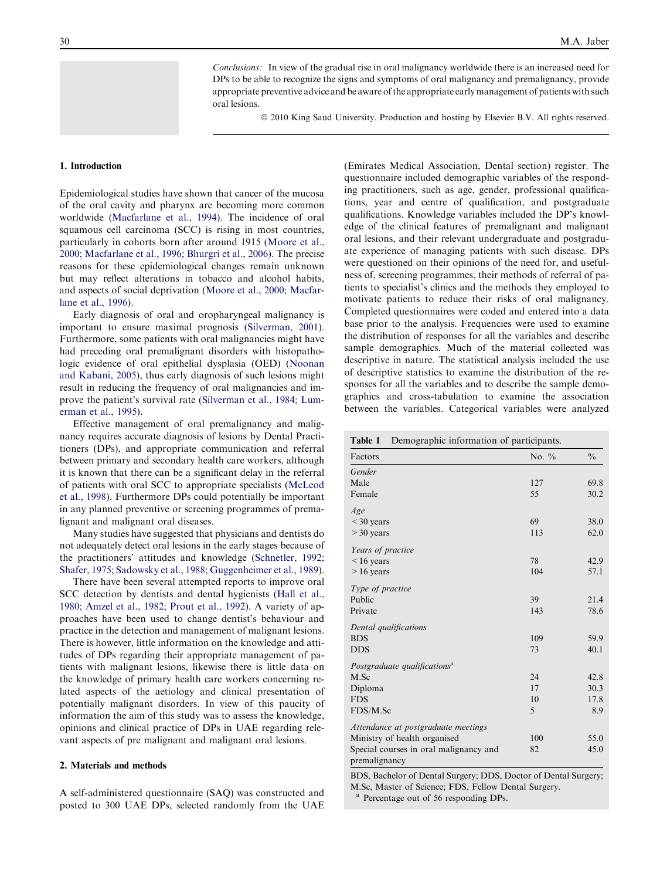*Conclusions:* In view of the gradual rise in oral malignancy worldwide there is an increased need for DPs to be able to recognize the signs and symptoms of oral malignancy and premalignancy, provide appropriate preventive advice and be aware of the appropriate early management of patients with such oral lesions.

© 2010 King Saud University. Production and hosting by Elsevier B.V. All rights reserved.

## 1. Introduction

Epidemiological studies have shown that cancer of the mucosa of the oral cavity and pharynx are becoming more common worldwide (Macfarlane et al., 1994). The incidence of oral squamous cell carcinoma (SCC) is rising in most countries, particularly in cohorts born after around 1915 (Moore et al., 2000; Macfarlane et al., 1996; Bhurgri et al., 2006). The precise reasons for these epidemiological changes remain unknown but may reflect alterations in tobacco and alcohol habits, and aspects of social deprivation (Moore et al., 2000; Macfarlane et al., 1996).

Early diagnosis of oral and oropharyngeal malignancy is important to ensure maximal prognosis (Silverman, 2001). Furthermore, some patients with oral malignancies might have had preceding oral premalignant disorders with histopathologic evidence of oral epithelial dysplasia (OED) (Noonan and Kabani, 2005), thus early diagnosis of such lesions might result in reducing the frequency of oral malignancies and improve the patient's survival rate (Silverman et al., 1984; Lumerman et al., 1995).

Effective management of oral premalignancy and malignancy requires accurate diagnosis of lesions by Dental Practitioners (DPs), and appropriate communication and referral between primary and secondary health care workers, although it is known that there can be a significant delay in the referral of patients with oral SCC to appropriate specialists (McLeod et al., 1998). Furthermore DPs could potentially be important in any planned preventive or screening programmes of premalignant and malignant oral diseases.

Many studies have suggested that physicians and dentists do not adequately detect oral lesions in the early stages because of the practitioners' attitudes and knowledge (Schnetler, 1992; Shafer, 1975; Sadowsky et al., 1988; Guggenheimer et al., 1989).

There have been several attempted reports to improve oral SCC detection by dentists and dental hygienists (Hall et al., 1980; Amzel et al., 1982; Prout et al., 1992). A variety of approaches have been used to change dentist's behaviour and practice in the detection and management of malignant lesions. There is however, little information on the knowledge and attitudes of DPs regarding their appropriate management of patients with malignant lesions, likewise there is little data on the knowledge of primary health care workers concerning related aspects of the aetiology and clinical presentation of potentially malignant disorders. In view of this paucity of information the aim of this study was to assess the knowledge, opinions and clinical practice of DPs in UAE regarding relevant aspects of pre malignant and malignant oral lesions.

## 2. Materials and methods

A self-administered questionnaire (SAQ) was constructed and posted to 300 UAE DPs, selected randomly from the UAE (Emirates Medical Association, Dental section) register. The questionnaire included demographic variables of the responding practitioners, such as age, gender, professional qualifications, year and centre of qualification, and postgraduate qualifications. Knowledge variables included the DP's knowledge of the clinical features of premalignant and malignant oral lesions, and their relevant undergraduate and postgraduate experience of managing patients with such disease. DPs were questioned on their opinions of the need for, and usefulness of, screening programmes, their methods of referral of patients to specialist's clinics and the methods they employed to motivate patients to reduce their risks of oral malignancy. Completed questionnaires were coded and entered into a data base prior to the analysis. Frequencies were used to examine the distribution of responses for all the variables and describe sample demographics. Much of the material collected was descriptive in nature. The statistical analysis included the use of descriptive statistics to examine the distribution of the responses for all the variables and to describe the sample demographics and cross-tabulation to examine the association between the variables. Categorical variables were analyzed

**Table 1** Demographic information of participants.

| Factors | No. % | % |
|---|---|---|
| *Gender* | | |
| Male | 127 | 69.8 |
| Female | 55 | 30.2 |
| *Age* | | |
| < 30 years | 69 | 38.0 |
| > 30 years | 113 | 62.0 |
| *Years of practice* | | |
| < 16 years | 78 | 42.9 |
| > 16 years | 104 | 57.1 |
| *Type of practice* | | |
| Public | 39 | 21.4 |
| Private | 143 | 78.6 |
| *Dental qualifications* | | |
| BDS | 109 | 59.9 |
| DDS | 73 | 40.1 |
| *Postgraduate qualifications*[a] | | |
| M.Sc | 24 | 42.8 |
| Diploma | 17 | 30.3 |
| FDS | 10 | 17.8 |
| FDS/M.Sc | 5 | 8.9 |
| *Attendance at postgraduate meetings* | | |
| Ministry of health organised | 100 | 55.0 |
| Special courses in oral malignancy and premalignancy | 82 | 45.0 |

BDS, Bachelor of Dental Surgery; DDS, Doctor of Dental Surgery; M.Sc, Master of Science; FDS, Fellow Dental Surgery.
[a] Percentage out of 56 responding DPs.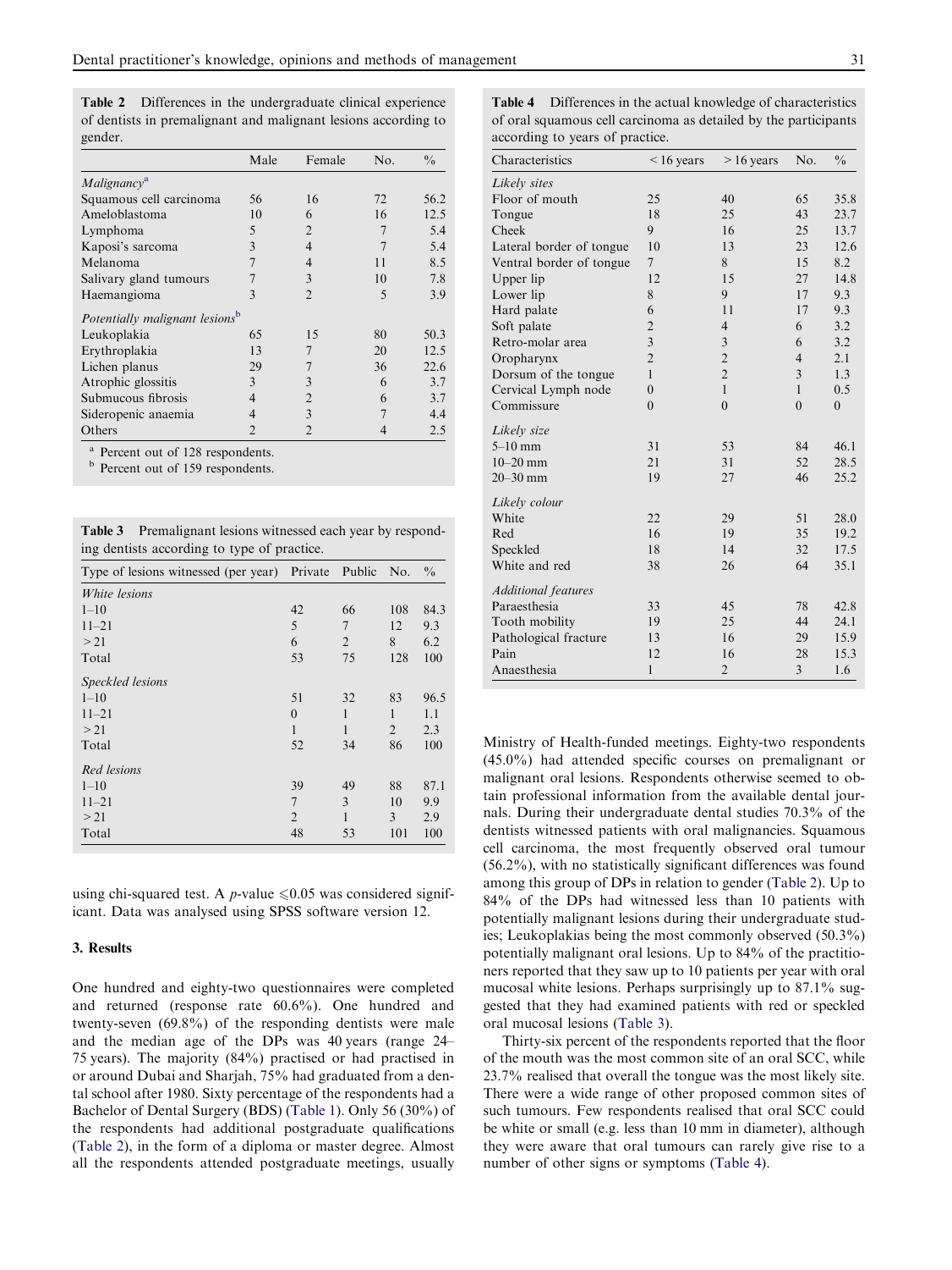**Table 2** Differences in the undergraduate clinical experience of dentists in premalignant and malignant lesions according to gender.

| | Male | Female | No. | % |
|---|---|---|---|---|
| *Malignancy*[a] | | | | |
| Squamous cell carcinoma | 56 | 16 | 72 | 56.2 |
| Ameloblastoma | 10 | 6 | 16 | 12.5 |
| Lymphoma | 5 | 2 | 7 | 5.4 |
| Kaposi's sarcoma | 3 | 4 | 7 | 5.4 |
| Melanoma | 7 | 4 | 11 | 8.5 |
| Salivary gland tumours | 7 | 3 | 10 | 7.8 |
| Haemangioma | 3 | 2 | 5 | 3.9 |
| *Potentially malignant lesions*[b] | | | | |
| Leukoplakia | 65 | 15 | 80 | 50.3 |
| Erythroplakia | 13 | 7 | 20 | 12.5 |
| Lichen planus | 29 | 7 | 36 | 22.6 |
| Atrophic glossitis | 3 | 3 | 6 | 3.7 |
| Submucous fibrosis | 4 | 2 | 6 | 3.7 |
| Sideropenic anaemia | 4 | 3 | 7 | 4.4 |
| Others | 2 | 2 | 4 | 2.5 |

[a] Percent out of 128 respondents.
[b] Percent out of 159 respondents.

**Table 3** Premalignant lesions witnessed each year by responding dentists according to type of practice.

| Type of lesions witnessed (per year) | Private | Public | No. | % |
|---|---|---|---|---|
| *White lesions* | | | | |
| 1–10 | 42 | 66 | 108 | 84.3 |
| 11–21 | 5 | 7 | 12 | 9.3 |
| >21 | 6 | 2 | 8 | 6.2 |
| Total | 53 | 75 | 128 | 100 |
| *Speckled lesions* | | | | |
| 1–10 | 51 | 32 | 83 | 96.5 |
| 11–21 | 0 | 1 | 1 | 1.1 |
| >21 | 1 | 1 | 2 | 2.3 |
| Total | 52 | 34 | 86 | 100 |
| *Red lesions* | | | | |
| 1–10 | 39 | 49 | 88 | 87.1 |
| 11–21 | 7 | 3 | 10 | 9.9 |
| >21 | 2 | 1 | 3 | 2.9 |
| Total | 48 | 53 | 101 | 100 |

using chi-squared test. A $p$-value $\leqslant 0.05$ was considered significant. Data was analysed using SPSS software version 12.

### 3. Results

One hundred and eighty-two questionnaires were completed and returned (response rate 60.6%). One hundred and twenty-seven (69.8%) of the responding dentists were male and the median age of the DPs was 40 years (range 24–75 years). The majority (84%) practised or had practised in or around Dubai and Sharjah, 75% had graduated from a dental school after 1980. Sixty percentage of the respondents had a Bachelor of Dental Surgery (BDS) (Table 1). Only 56 (30%) of the respondents had additional postgraduate qualifications (Table 2), in the form of a diploma or master degree. Almost all the respondents attended postgraduate meetings, usually Ministry of Health-funded meetings. Eighty-two respondents (45.0%) had attended specific courses on premalignant or malignant oral lesions. Respondents otherwise seemed to obtain professional information from the available dental journals. During their undergraduate dental studies 70.3% of the dentists witnessed patients with oral malignancies. Squamous cell carcinoma, the most frequently observed oral tumour (56.2%), with no statistically significant differences was found among this group of DPs in relation to gender (Table 2). Up to 84% of the DPs had witnessed less than 10 patients with potentially malignant lesions during their undergraduate studies; Leukoplakias being the most commonly observed (50.3%) potentially malignant oral lesions. Up to 84% of the practitioners reported that they saw up to 10 patients per year with oral mucosal white lesions. Perhaps surprisingly up to 87.1% suggested that they had examined patients with red or speckled oral mucosal lesions (Table 3).

**Table 4** Differences in the actual knowledge of characteristics of oral squamous cell carcinoma as detailed by the participants according to years of practice.

| Characteristics | <16 years | >16 years | No. | % |
|---|---|---|---|---|
| *Likely sites* | | | | |
| Floor of mouth | 25 | 40 | 65 | 35.8 |
| Tongue | 18 | 25 | 43 | 23.7 |
| Cheek | 9 | 16 | 25 | 13.7 |
| Lateral border of tongue | 10 | 13 | 23 | 12.6 |
| Ventral border of tongue | 7 | 8 | 15 | 8.2 |
| Upper lip | 12 | 15 | 27 | 14.8 |
| Lower lip | 8 | 9 | 17 | 9.3 |
| Hard palate | 6 | 11 | 17 | 9.3 |
| Soft palate | 2 | 4 | 6 | 3.2 |
| Retro-molar area | 3 | 3 | 6 | 3.2 |
| Oropharynx | 2 | 2 | 4 | 2.1 |
| Dorsum of the tongue | 1 | 2 | 3 | 1.3 |
| Cervical Lymph node | 0 | 1 | 1 | 0.5 |
| Commissure | 0 | 0 | 0 | 0 |
| *Likely size* | | | | |
| 5–10 mm | 31 | 53 | 84 | 46.1 |
| 10–20 mm | 21 | 31 | 52 | 28.5 |
| 20–30 mm | 19 | 27 | 46 | 25.2 |
| *Likely colour* | | | | |
| White | 22 | 29 | 51 | 28.0 |
| Red | 16 | 19 | 35 | 19.2 |
| Speckled | 18 | 14 | 32 | 17.5 |
| White and red | 38 | 26 | 64 | 35.1 |
| *Additional features* | | | | |
| Paraesthesia | 33 | 45 | 78 | 42.8 |
| Tooth mobility | 19 | 25 | 44 | 24.1 |
| Pathological fracture | 13 | 16 | 29 | 15.9 |
| Pain | 12 | 16 | 28 | 15.3 |
| Anaesthesia | 1 | 2 | 3 | 1.6 |

Thirty-six percent of the respondents reported that the floor of the mouth was the most common site of an oral SCC, while 23.7% realised that overall the tongue was the most likely site. There were a wide range of other proposed common sites of such tumours. Few respondents realised that oral SCC could be white or small (e.g. less than 10 mm in diameter), although they were aware that oral tumours can rarely give rise to a number of other signs or symptoms (Table 4).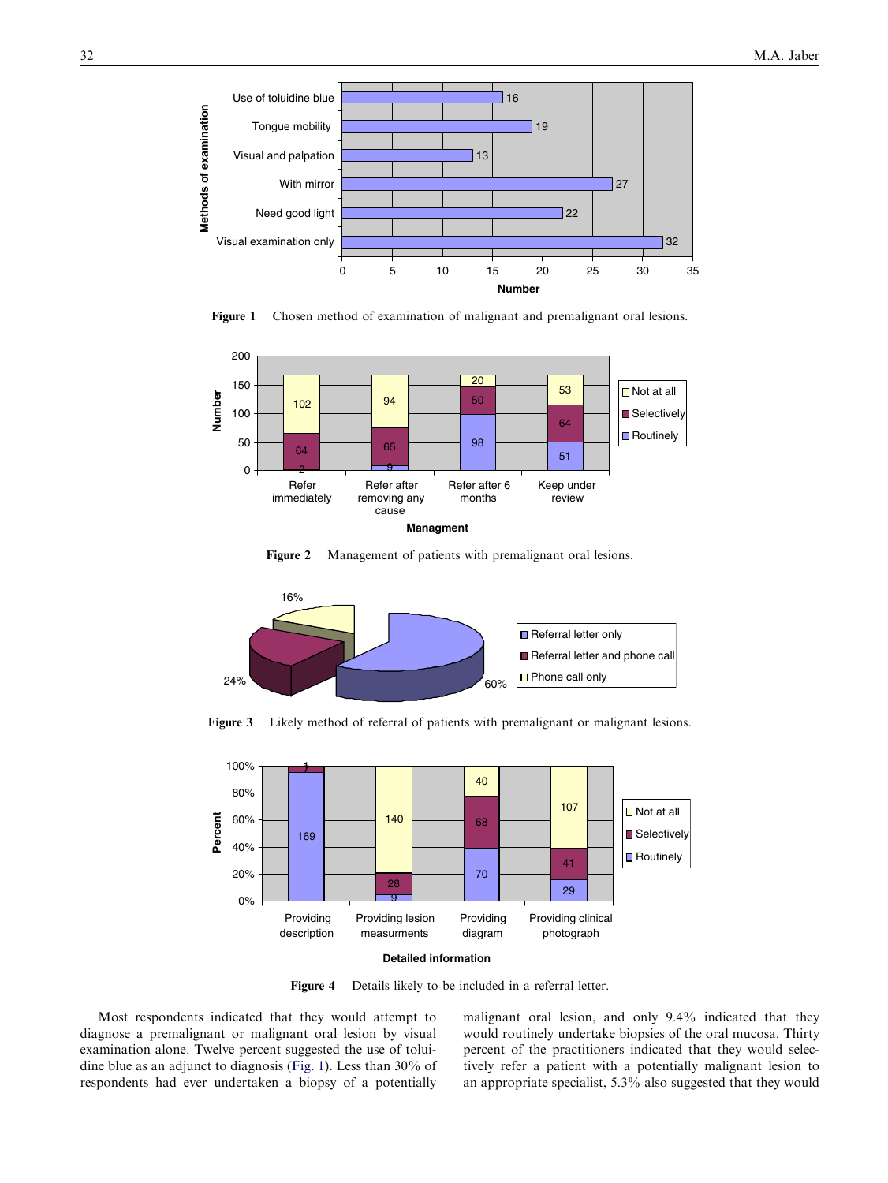Figure 1 Chosen method of examination of malignant and premalignant oral lesions.

Figure 2 Management of patients with premalignant oral lesions.

Figure 3 Likely method of referral of patients with premalignant or malignant lesions.

Figure 4 Details likely to be included in a referral letter.

Most respondents indicated that they would attempt to diagnose a premalignant or malignant oral lesion by visual examination alone. Twelve percent suggested the use of toluidine blue as an adjunct to diagnosis (Fig. 1). Less than 30% of respondents had ever undertaken a biopsy of a potentially malignant oral lesion, and only 9.4% indicated that they would routinely undertake biopsies of the oral mucosa. Thirty percent of the practitioners indicated that they would selectively refer a patient with a potentially malignant lesion to an appropriate specialist, 5.3% also suggested that they would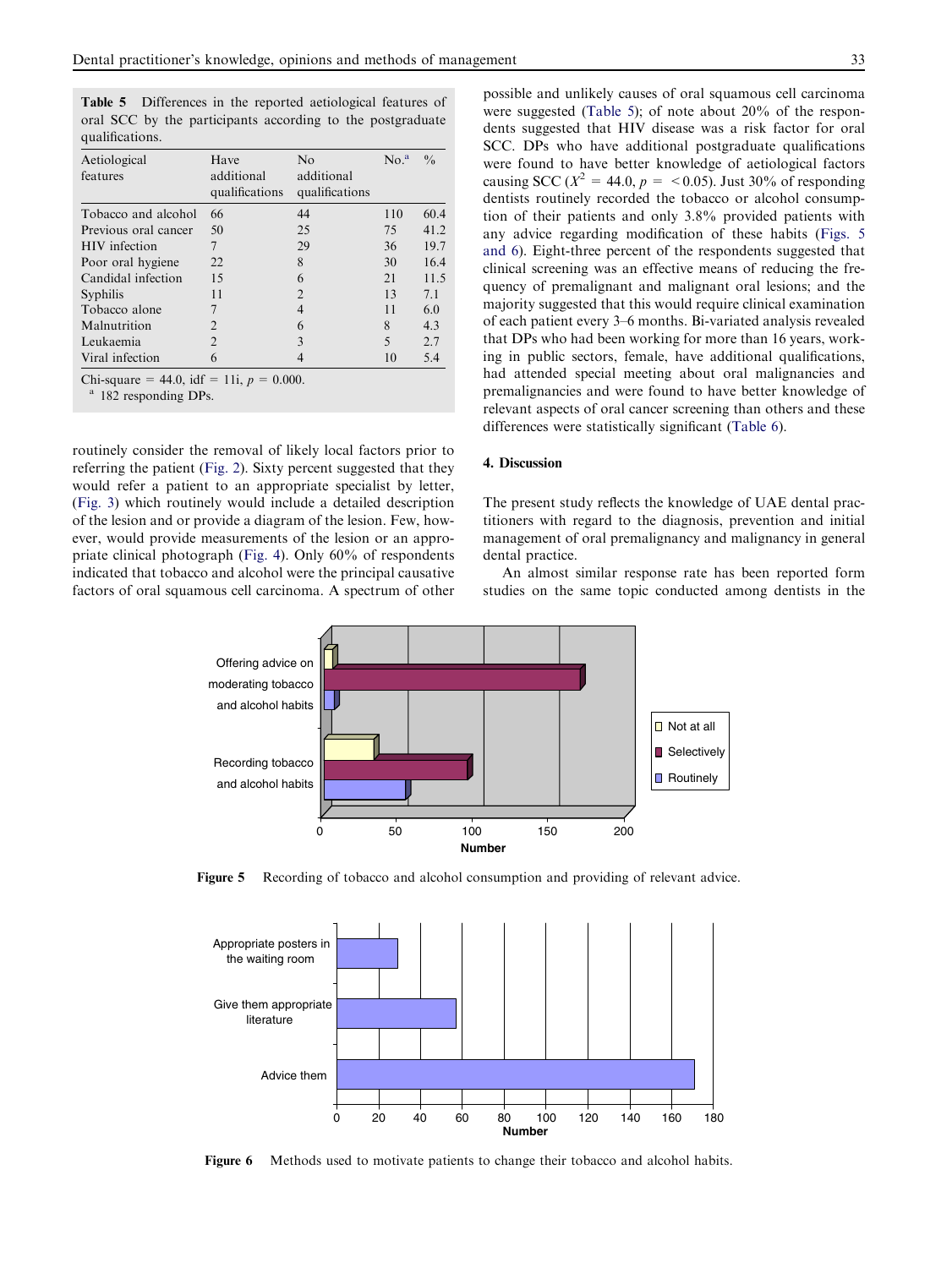**Table 5** Differences in the reported aetiological features of oral SCC by the participants according to the postgraduate qualifications.

| Aetiological features | Have additional qualifications | No additional qualifications | No.[a] | % |
|---|---|---|---|---|
| Tobacco and alcohol | 66 | 44 | 110 | 60.4 |
| Previous oral cancer | 50 | 25 | 75 | 41.2 |
| HIV infection | 7 | 29 | 36 | 19.7 |
| Poor oral hygiene | 22 | 8 | 30 | 16.4 |
| Candidal infection | 15 | 6 | 21 | 11.5 |
| Syphilis | 11 | 2 | 13 | 7.1 |
| Tobacco alone | 7 | 4 | 11 | 6.0 |
| Malnutrition | 2 | 6 | 8 | 4.3 |
| Leukaemia | 2 | 3 | 5 | 2.7 |
| Viral infection | 6 | 4 | 10 | 5.4 |

Chi-square = 44.0, idf = 11i, $p$ = 0.000.

[a] 182 responding DPs.

routinely consider the removal of likely local factors prior to referring the patient (Fig. 2). Sixty percent suggested that they would refer a patient to an appropriate specialist by letter, (Fig. 3) which routinely would include a detailed description of the lesion and or provide a diagram of the lesion. Few, however, would provide measurements of the lesion or an appropriate clinical photograph (Fig. 4). Only 60% of respondents indicated that tobacco and alcohol were the principal causative factors of oral squamous cell carcinoma. A spectrum of other possible and unlikely causes of oral squamous cell carcinoma were suggested (Table 5); of note about 20% of the respondents suggested that HIV disease was a risk factor for oral SCC. DPs who have additional postgraduate qualifications were found to have better knowledge of aetiological factors causing SCC ($X^2$ = 44.0, $p$ = $<0.05$). Just 30% of responding dentists routinely recorded the tobacco or alcohol consumption of their patients and only 3.8% provided patients with any advice regarding modification of these habits (Figs. 5 and 6). Eight-three percent of the respondents suggested that clinical screening was an effective means of reducing the frequency of premalignant and malignant oral lesions; and the majority suggested that this would require clinical examination of each patient every 3–6 months. Bi-variated analysis revealed that DPs who had been working for more than 16 years, working in public sectors, female, have additional qualifications, had attended special meeting about oral malignancies and premalignancies and were found to have better knowledge of relevant aspects of oral cancer screening than others and these differences were statistically significant (Table 6).

## 4. Discussion

The present study reflects the knowledge of UAE dental practitioners with regard to the diagnosis, prevention and initial management of oral premalignancy and malignancy in general dental practice.

An almost similar response rate has been reported form studies on the same topic conducted among dentists in the

**Figure 5** Recording of tobacco and alcohol consumption and providing of relevant advice.

**Figure 6** Methods used to motivate patients to change their tobacco and alcohol habits.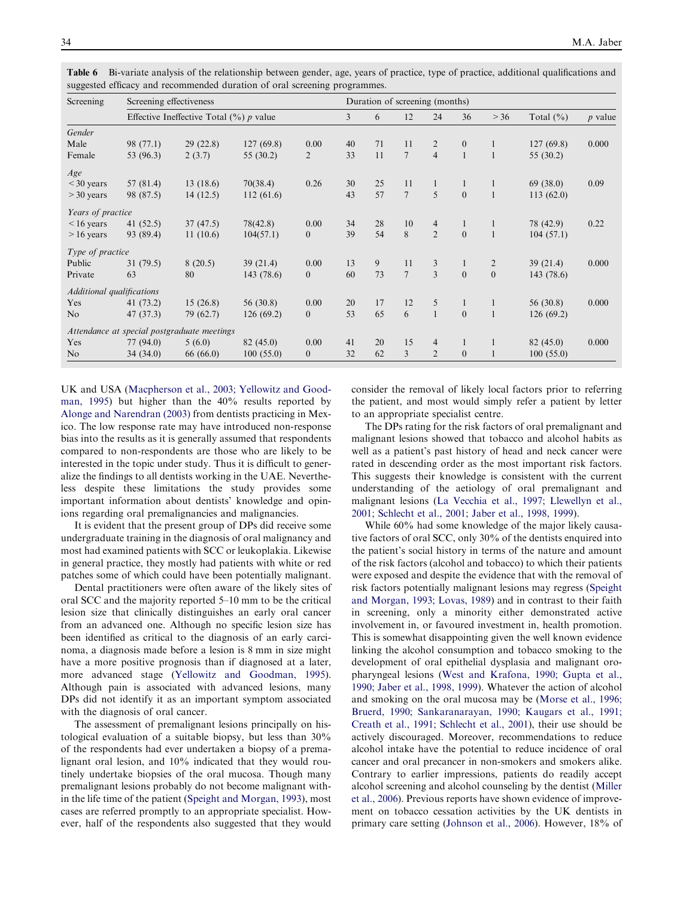**Table 6** Bi-variate analysis of the relationship between gender, age, years of practice, type of practice, additional qualifications and suggested efficacy and recommended duration of oral screening programmes.

| Screening | Screening effectiveness | | | | Duration of screening (months) | | | | | | | |
|---|---|---|---|---|---|---|---|---|---|---|---|---|
| | Effective | Ineffective | Total (%) | p value | 3 | 6 | 12 | 24 | 36 | > 36 | Total (%) | p value |
| *Gender* | | | | | | | | | | | | |
| Male | 98 (77.1) | 29 (22.8) | 127 (69.8) | 0.00 | 40 | 71 | 11 | 2 | 0 | 1 | 127 (69.8) | 0.000 |
| Female | 53 (96.3) | 2 (3.7) | 55 (30.2) | 2 | 33 | 11 | 7 | 4 | 1 | 1 | 55 (30.2) | |
| *Age* | | | | | | | | | | | | |
| < 30 years | 57 (81.4) | 13 (18.6) | 70(38.4) | 0.26 | 30 | 25 | 11 | 1 | 1 | 1 | 69 (38.0) | 0.09 |
| > 30 years | 98 (87.5) | 14 (12.5) | 112 (61.6) | | 43 | 57 | 7 | 5 | 0 | 1 | 113 (62.0) | |
| *Years of practice* | | | | | | | | | | | | |
| < 16 years | 41 (52.5) | 37 (47.5) | 78(42.8) | 0.00 | 34 | 28 | 10 | 4 | 1 | 1 | 78 (42.9) | 0.22 |
| > 16 years | 93 (89.4) | 11 (10.6) | 104(57.1) | 0 | 39 | 54 | 8 | 2 | 0 | 1 | 104 (57.1) | |
| *Type of practice* | | | | | | | | | | | | |
| Public | 31 (79.5) | 8 (20.5) | 39 (21.4) | 0.00 | 13 | 9 | 11 | 3 | 1 | 2 | 39 (21.4) | 0.000 |
| Private | 63 | 80 | 143 (78.6) | 0 | 60 | 73 | 7 | 3 | 0 | 0 | 143 (78.6) | |
| *Additional qualifications* | | | | | | | | | | | | |
| Yes | 41 (73.2) | 15 (26.8) | 56 (30.8) | 0.00 | 20 | 17 | 12 | 5 | 1 | 1 | 56 (30.8) | 0.000 |
| No | 47 (37.3) | 79 (62.7) | 126 (69.2) | 0 | 53 | 65 | 6 | 1 | 0 | 1 | 126 (69.2) | |
| *Attendance at special postgraduate meetings* | | | | | | | | | | | | |
| Yes | 77 (94.0) | 5 (6.0) | 82 (45.0) | 0.00 | 41 | 20 | 15 | 4 | 1 | 1 | 82 (45.0) | 0.000 |
| No | 34 (34.0) | 66 (66.0) | 100 (55.0) | 0 | 32 | 62 | 3 | 2 | 0 | 1 | 100 (55.0) | |

UK and USA (Macpherson et al., 2003; Yellowitz and Goodman, 1995) but higher than the 40% results reported by Alonge and Narendran (2003) from dentists practicing in Mexico. The low response rate may have introduced non-response bias into the results as it is generally assumed that respondents compared to non-respondents are those who are likely to be interested in the topic under study. Thus it is difficult to generalize the findings to all dentists working in the UAE. Nevertheless despite these limitations the study provides some important information about dentists' knowledge and opinions regarding oral premalignancies and malignancies.

It is evident that the present group of DPs did receive some undergraduate training in the diagnosis of oral malignancy and most had examined patients with SCC or leukoplakia. Likewise in general practice, they mostly had patients with white or red patches some of which could have been potentially malignant.

Dental practitioners were often aware of the likely sites of oral SCC and the majority reported 5–10 mm to be the critical lesion size that clinically distinguishes an early oral cancer from an advanced one. Although no specific lesion size has been identified as critical to the diagnosis of an early carcinoma, a diagnosis made before a lesion is 8 mm in size might have a more positive prognosis than if diagnosed at a later, more advanced stage (Yellowitz and Goodman, 1995). Although pain is associated with advanced lesions, many DPs did not identify it as an important symptom associated with the diagnosis of oral cancer.

The assessment of premalignant lesions principally on histological evaluation of a suitable biopsy, but less than 30% of the respondents had ever undertaken a biopsy of a premalignant oral lesion, and 10% indicated that they would routinely undertake biopsies of the oral mucosa. Though many premalignant lesions probably do not become malignant within the life time of the patient (Speight and Morgan, 1993), most cases are referred promptly to an appropriate specialist. However, half of the respondents also suggested that they would consider the removal of likely local factors prior to referring the patient, and most would simply refer a patient by letter to an appropriate specialist centre.

The DPs rating for the risk factors of oral premalignant and malignant lesions showed that tobacco and alcohol habits as well as a patient's past history of head and neck cancer were rated in descending order as the most important risk factors. This suggests their knowledge is consistent with the current understanding of the aetiology of oral premalignant and malignant lesions (La Vecchia et al., 1997; Llewellyn et al., 2001; Schlecht et al., 2001; Jaber et al., 1998, 1999).

While 60% had some knowledge of the major likely causative factors of oral SCC, only 30% of the dentists enquired into the patient's social history in terms of the nature and amount of the risk factors (alcohol and tobacco) to which their patients were exposed and despite the evidence that with the removal of risk factors potentially malignant lesions may regress (Speight and Morgan, 1993; Lovas, 1989) and in contrast to their faith in screening, only a minority either demonstrated active involvement in, or favoured investment in, health promotion. This is somewhat disappointing given the well known evidence linking the alcohol consumption and tobacco smoking to the development of oral epithelial dysplasia and malignant oropharyngeal lesions (West and Krafona, 1990; Gupta et al., 1990; Jaber et al., 1998, 1999). Whatever the action of alcohol and smoking on the oral mucosa may be (Morse et al., 1996; Bruerd, 1990; Sankaranarayan, 1990; Kaugars et al., 1991; Creath et al., 1991; Schlecht et al., 2001), their use should be actively discouraged. Moreover, recommendations to reduce alcohol intake have the potential to reduce incidence of oral cancer and oral precancer in non-smokers and smokers alike. Contrary to earlier impressions, patients do readily accept alcohol screening and alcohol counseling by the dentist (Miller et al., 2006). Previous reports have shown evidence of improvement on tobacco cessation activities by the UK dentists in primary care setting (Johnson et al., 2006). However, 18% of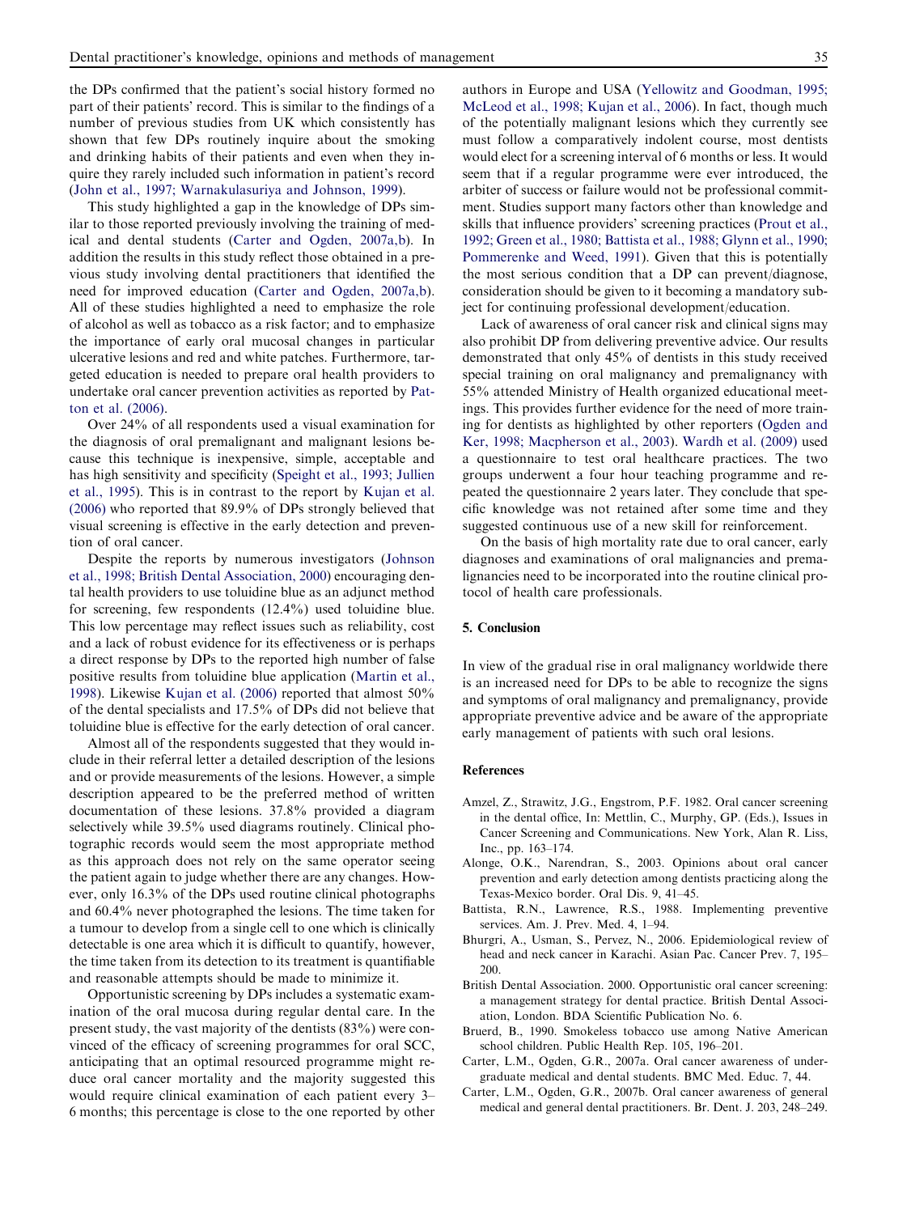the DPs confirmed that the patient's social history formed no part of their patients' record. This is similar to the findings of a number of previous studies from UK which consistently has shown that few DPs routinely inquire about the smoking and drinking habits of their patients and even when they inquire they rarely included such information in patient's record (John et al., 1997; Warnakulasuriya and Johnson, 1999).

This study highlighted a gap in the knowledge of DPs similar to those reported previously involving the training of medical and dental students (Carter and Ogden, 2007a,b). In addition the results in this study reflect those obtained in a previous study involving dental practitioners that identified the need for improved education (Carter and Ogden, 2007a,b). All of these studies highlighted a need to emphasize the role of alcohol as well as tobacco as a risk factor; and to emphasize the importance of early oral mucosal changes in particular ulcerative lesions and red and white patches. Furthermore, targeted education is needed to prepare oral health providers to undertake oral cancer prevention activities as reported by Patton et al. (2006).

Over 24% of all respondents used a visual examination for the diagnosis of oral premalignant and malignant lesions because this technique is inexpensive, simple, acceptable and has high sensitivity and specificity (Speight et al., 1993; Jullien et al., 1995). This is in contrast to the report by Kujan et al. (2006) who reported that 89.9% of DPs strongly believed that visual screening is effective in the early detection and prevention of oral cancer.

Despite the reports by numerous investigators (Johnson et al., 1998; British Dental Association, 2000) encouraging dental health providers to use toluidine blue as an adjunct method for screening, few respondents (12.4%) used toluidine blue. This low percentage may reflect issues such as reliability, cost and a lack of robust evidence for its effectiveness or is perhaps a direct response by DPs to the reported high number of false positive results from toluidine blue application (Martin et al., 1998). Likewise Kujan et al. (2006) reported that almost 50% of the dental specialists and 17.5% of DPs did not believe that toluidine blue is effective for the early detection of oral cancer.

Almost all of the respondents suggested that they would include in their referral letter a detailed description of the lesions and or provide measurements of the lesions. However, a simple description appeared to be the preferred method of written documentation of these lesions. 37.8% provided a diagram selectively while 39.5% used diagrams routinely. Clinical photographic records would seem the most appropriate method as this approach does not rely on the same operator seeing the patient again to judge whether there are any changes. However, only 16.3% of the DPs used routine clinical photographs and 60.4% never photographed the lesions. The time taken for a tumour to develop from a single cell to one which is clinically detectable is one area which it is difficult to quantify, however, the time taken from its detection to its treatment is quantifiable and reasonable attempts should be made to minimize it.

Opportunistic screening by DPs includes a systematic examination of the oral mucosa during regular dental care. In the present study, the vast majority of the dentists (83%) were convinced of the efficacy of screening programmes for oral SCC, anticipating that an optimal resourced programme might reduce oral cancer mortality and the majority suggested this would require clinical examination of each patient every 3–6 months; this percentage is close to the one reported by other authors in Europe and USA (Yellowitz and Goodman, 1995; McLeod et al., 1998; Kujan et al., 2006). In fact, though much of the potentially malignant lesions which they currently see must follow a comparatively indolent course, most dentists would elect for a screening interval of 6 months or less. It would seem that if a regular programme were ever introduced, the arbiter of success or failure would not be professional commitment. Studies support many factors other than knowledge and skills that influence providers' screening practices (Prout et al., 1992; Green et al., 1980; Battista et al., 1988; Glynn et al., 1990; Pommerenke and Weed, 1991). Given that this is potentially the most serious condition that a DP can prevent/diagnose, consideration should be given to it becoming a mandatory subject for continuing professional development/education.

Lack of awareness of oral cancer risk and clinical signs may also prohibit DP from delivering preventive advice. Our results demonstrated that only 45% of dentists in this study received special training on oral malignancy and premalignancy with 55% attended Ministry of Health organized educational meetings. This provides further evidence for the need of more training for dentists as highlighted by other reporters (Ogden and Ker, 1998; Macpherson et al., 2003). Wardh et al. (2009) used a questionnaire to test oral healthcare practices. The two groups underwent a four hour teaching programme and repeated the questionnaire 2 years later. They conclude that specific knowledge was not retained after some time and they suggested continuous use of a new skill for reinforcement.

On the basis of high mortality rate due to oral cancer, early diagnoses and examinations of oral malignancies and premalignancies need to be incorporated into the routine clinical protocol of health care professionals.

## 5. Conclusion

In view of the gradual rise in oral malignancy worldwide there is an increased need for DPs to be able to recognize the signs and symptoms of oral malignancy and premalignancy, provide appropriate preventive advice and be aware of the appropriate early management of patients with such oral lesions.

## References

Amzel, Z., Strawitz, J.G., Engstrom, P.F. 1982. Oral cancer screening in the dental office, In: Mettlin, C., Murphy, GP. (Eds.), Issues in Cancer Screening and Communications. New York, Alan R. Liss, Inc., pp. 163–174.

Alonge, O.K., Narendran, S., 2003. Opinions about oral cancer prevention and early detection among dentists practicing along the Texas-Mexico border. Oral Dis. 9, 41–45.

Battista, R.N., Lawrence, R.S., 1988. Implementing preventive services. Am. J. Prev. Med. 4, 1–94.

Bhurgri, A., Usman, S., Pervez, N., 2006. Epidemiological review of head and neck cancer in Karachi. Asian Pac. Cancer Prev. 7, 195–200.

British Dental Association. 2000. Opportunistic oral cancer screening: a management strategy for dental practice. British Dental Association, London. BDA Scientific Publication No. 6.

Bruerd, B., 1990. Smokeless tobacco use among Native American school children. Public Health Rep. 105, 196–201.

Carter, L.M., Ogden, G.R., 2007a. Oral cancer awareness of undergraduate medical and dental students. BMC Med. Educ. 7, 44.

Carter, L.M., Ogden, G.R., 2007b. Oral cancer awareness of general medical and general dental practitioners. Br. Dent. J. 203, 248–249.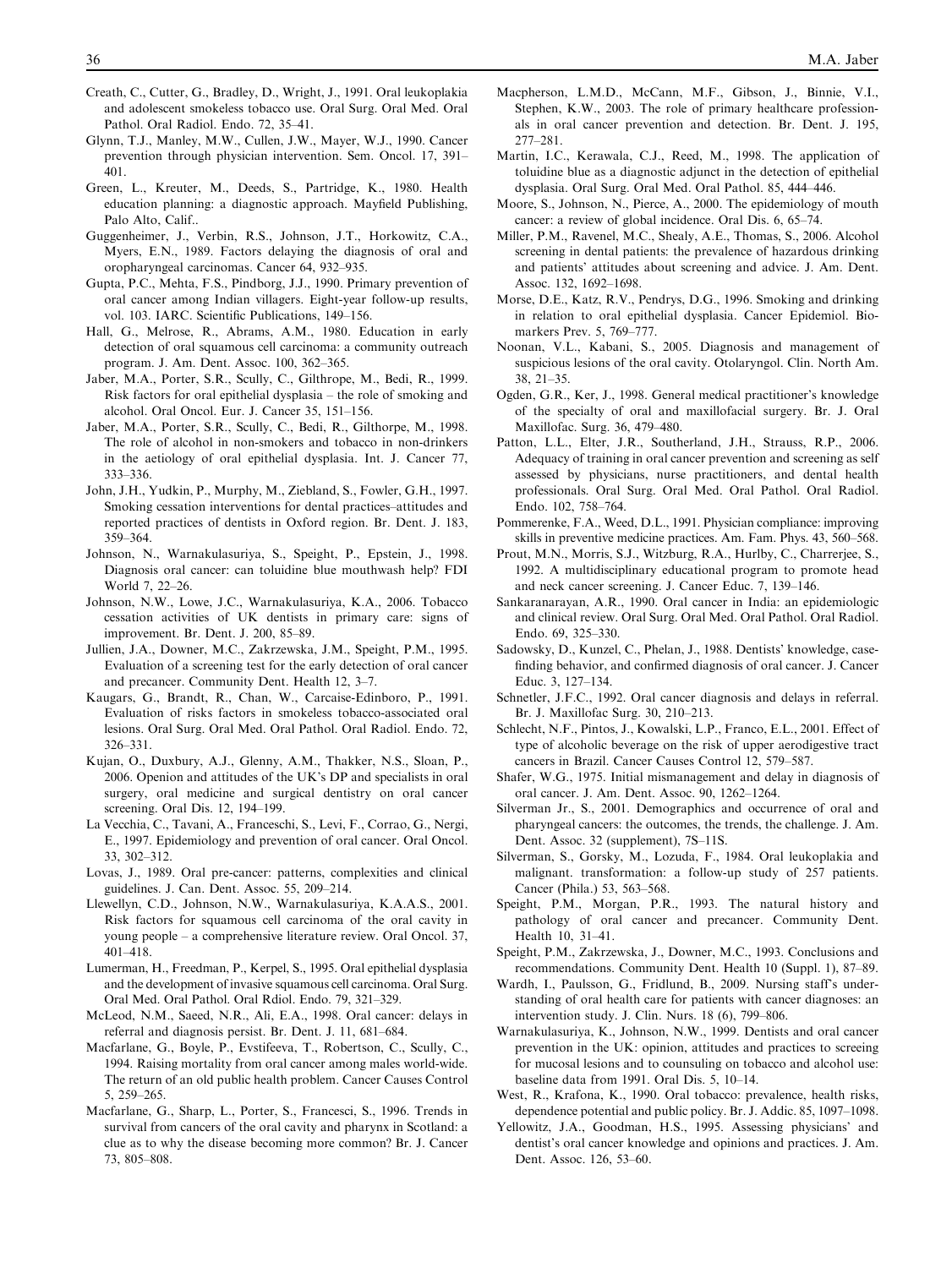Creath, C., Cutter, G., Bradley, D., Wright, J., 1991. Oral leukoplakia and adolescent smokeless tobacco use. Oral Surg. Oral Med. Oral Pathol. Oral Radiol. Endo. 72, 35–41.

Glynn, T.J., Manley, M.W., Cullen, J.W., Mayer, W.J., 1990. Cancer prevention through physician intervention. Sem. Oncol. 17, 391–401.

Green, L., Kreuter, M., Deeds, S., Partridge, K., 1980. Health education planning: a diagnostic approach. Mayfield Publishing, Palo Alto, Calif..

Guggenheimer, J., Verbin, R.S., Johnson, J.T., Horkowitz, C.A., Myers, E.N., 1989. Factors delaying the diagnosis of oral and oropharyngeal carcinomas. Cancer 64, 932–935.

Gupta, P.C., Mehta, F.S., Pindborg, J.J., 1990. Primary prevention of oral cancer among Indian villagers. Eight-year follow-up results, vol. 103. IARC. Scientific Publications, 149–156.

Hall, G., Melrose, R., Abrams, A.M., 1980. Education in early detection of oral squamous cell carcinoma: a community outreach program. J. Am. Dent. Assoc. 100, 362–365.

Jaber, M.A., Porter, S.R., Scully, C., Gilthrope, M., Bedi, R., 1999. Risk factors for oral epithelial dysplasia – the role of smoking and alcohol. Oral Oncol. Eur. J. Cancer 35, 151–156.

Jaber, M.A., Porter, S.R., Scully, C., Bedi, R., Gilthorpe, M., 1998. The role of alcohol in non-smokers and tobacco in non-drinkers in the aetiology of oral epithelial dysplasia. Int. J. Cancer 77, 333–336.

John, J.H., Yudkin, P., Murphy, M., Ziebland, S., Fowler, G.H., 1997. Smoking cessation interventions for dental practices–attitudes and reported practices of dentists in Oxford region. Br. Dent. J. 183, 359–364.

Johnson, N., Warnakulasuriya, S., Speight, P., Epstein, J., 1998. Diagnosis oral cancer: can toluidine blue mouthwash help? FDI World 7, 22–26.

Johnson, N.W., Lowe, J.C., Warnakulasuriya, K.A., 2006. Tobacco cessation activities of UK dentists in primary care: signs of improvement. Br. Dent. J. 200, 85–89.

Jullien, J.A., Downer, M.C., Zakrzewska, J.M., Speight, P.M., 1995. Evaluation of a screening test for the early detection of oral cancer and precancer. Community Dent. Health 12, 3–7.

Kaugars, G., Brandt, R., Chan, W., Carcaise-Edinboro, P., 1991. Evaluation of risks factors in smokeless tobacco-associated oral lesions. Oral Surg. Oral Med. Oral Pathol. Oral Radiol. Endo. 72, 326–331.

Kujan, O., Duxbury, A.J., Glenny, A.M., Thakker, N.S., Sloan, P., 2006. Openion and attitudes of the UK's DP and specialists in oral surgery, oral medicine and surgical dentistry on oral cancer screening. Oral Dis. 12, 194–199.

La Vecchia, C., Tavani, A., Franceschi, S., Levi, F., Corrao, G., Nergi, E., 1997. Epidemiology and prevention of oral cancer. Oral Oncol. 33, 302–312.

Lovas, J., 1989. Oral pre-cancer: patterns, complexities and clinical guidelines. J. Can. Dent. Assoc. 55, 209–214.

Llewellyn, C.D., Johnson, N.W., Warnakulasuriya, K.A.A.S., 2001. Risk factors for squamous cell carcinoma of the oral cavity in young people – a comprehensive literature review. Oral Oncol. 37, 401–418.

Lumerman, H., Freedman, P., Kerpel, S., 1995. Oral epithelial dysplasia and the development of invasive squamous cell carcinoma. Oral Surg. Oral Med. Oral Pathol. Oral Rdiol. Endo. 79, 321–329.

McLeod, N.M., Saeed, N.R., Ali, E.A., 1998. Oral cancer: delays in referral and diagnosis persist. Br. Dent. J. 11, 681–684.

Macfarlane, G., Boyle, P., Evstifeeva, T., Robertson, C., Scully, C., 1994. Raising mortality from oral cancer among males world-wide. The return of an old public health problem. Cancer Causes Control 5, 259–265.

Macfarlane, G., Sharp, L., Porter, S., Francesci, S., 1996. Trends in survival from cancers of the oral cavity and pharynx in Scotland: a clue as to why the disease becoming more common? Br. J. Cancer 73, 805–808.

Macpherson, L.M.D., McCann, M.F., Gibson, J., Binnie, V.I., Stephen, K.W., 2003. The role of primary healthcare professionals in oral cancer prevention and detection. Br. Dent. J. 195, 277–281.

Martin, I.C., Kerawala, C.J., Reed, M., 1998. The application of toluidine blue as a diagnostic adjunct in the detection of epithelial dysplasia. Oral Surg. Oral Med. Oral Pathol. 85, 444–446.

Moore, S., Johnson, N., Pierce, A., 2000. The epidemiology of mouth cancer: a review of global incidence. Oral Dis. 6, 65–74.

Miller, P.M., Ravenel, M.C., Shealy, A.E., Thomas, S., 2006. Alcohol screening in dental patients: the prevalence of hazardous drinking and patients' attitudes about screening and advice. J. Am. Dent. Assoc. 132, 1692–1698.

Morse, D.E., Katz, R.V., Pendrys, D.G., 1996. Smoking and drinking in relation to oral epithelial dysplasia. Cancer Epidemiol. Biomarkers Prev. 5, 769–777.

Noonan, V.L., Kabani, S., 2005. Diagnosis and management of suspicious lesions of the oral cavity. Otolaryngol. Clin. North Am. 38, 21–35.

Ogden, G.R., Ker, J., 1998. General medical practitioner's knowledge of the specialty of oral and maxillofacial surgery. Br. J. Oral Maxillofac. Surg. 36, 479–480.

Patton, L.L., Elter, J.R., Southerland, J.H., Strauss, R.P., 2006. Adequacy of training in oral cancer prevention and screening as self assessed by physicians, nurse practitioners, and dental health professionals. Oral Surg. Oral Med. Oral Pathol. Oral Radiol. Endo. 102, 758–764.

Pommerenke, F.A., Weed, D.L., 1991. Physician compliance: improving skills in preventive medicine practices. Am. Fam. Phys. 43, 560–568.

Prout, M.N., Morris, S.J., Witzburg, R.A., Hurlby, C., Charrerjee, S., 1992. A multidisciplinary educational program to promote head and neck cancer screening. J. Cancer Educ. 7, 139–146.

Sankaranarayan, A.R., 1990. Oral cancer in India: an epidemiologic and clinical review. Oral Surg. Oral Med. Oral Pathol. Oral Radiol. Endo. 69, 325–330.

Sadowsky, D., Kunzel, C., Phelan, J., 1988. Dentists' knowledge, case-finding behavior, and confirmed diagnosis of oral cancer. J. Cancer Educ. 3, 127–134.

Schnetler, J.F.C., 1992. Oral cancer diagnosis and delays in referral. Br. J. Maxillofac Surg. 30, 210–213.

Schlecht, N.F., Pintos, J., Kowalski, L.P., Franco, E.L., 2001. Effect of type of alcoholic beverage on the risk of upper aerodigestive tract cancers in Brazil. Cancer Causes Control 12, 579–587.

Shafer, W.G., 1975. Initial mismanagement and delay in diagnosis of oral cancer. J. Am. Dent. Assoc. 90, 1262–1264.

Silverman Jr., S., 2001. Demographics and occurrence of oral and pharyngeal cancers: the outcomes, the trends, the challenge. J. Am. Dent. Assoc. 32 (supplement), 7S–11S.

Silverman, S., Gorsky, M., Lozuda, F., 1984. Oral leukoplakia and malignant. transformation: a follow-up study of 257 patients. Cancer (Phila.) 53, 563–568.

Speight, P.M., Morgan, P.R., 1993. The natural history and pathology of oral cancer and precancer. Community Dent. Health 10, 31–41.

Speight, P.M., Zakrzewska, J., Downer, M.C., 1993. Conclusions and recommendations. Community Dent. Health 10 (Suppl. 1), 87–89.

Wardh, I., Paulsson, G., Fridlund, B., 2009. Nursing staff's understanding of oral health care for patients with cancer diagnoses: an intervention study. J. Clin. Nurs. 18 (6), 799–806.

Warnakulasuriya, K., Johnson, N.W., 1999. Dentists and oral cancer prevention in the UK: opinion, attitudes and practices to screeing for mucosal lesions and to counsuling on tobacco and alcohol use: baseline data from 1991. Oral Dis. 5, 10–14.

West, R., Krafona, K., 1990. Oral tobacco: prevalence, health risks, dependence potential and public policy. Br. J. Addic. 85, 1097–1098.

Yellowitz, J.A., Goodman, H.S., 1995. Assessing physicians' and dentist's oral cancer knowledge and opinions and practices. J. Am. Dent. Assoc. 126, 53–60.